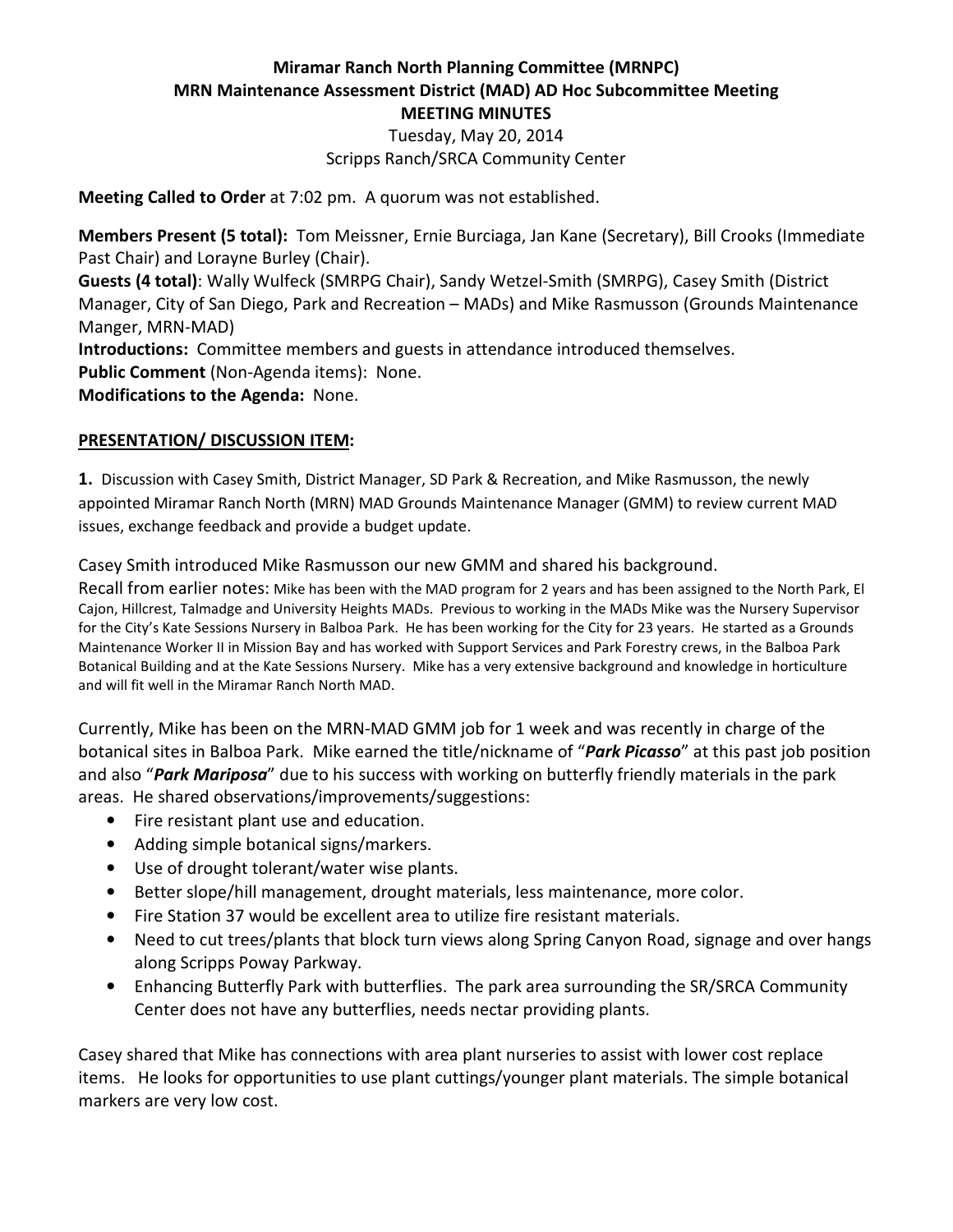**Miramar Ranch North Planning Committee (MRNPC)**
**MRN Maintenance Assessment District (MAD) AD Hoc Subcommittee Meeting**
**MEETING MINUTES**
Tuesday, May 20, 2014
Scripps Ranch/SRCA Community Center

**Meeting Called to Order** at 7:02 pm. A quorum was not established.

**Members Present (5 total):** Tom Meissner, Ernie Burciaga, Jan Kane (Secretary), Bill Crooks (Immediate Past Chair) and Lorayne Burley (Chair).
**Guests (4 total)**: Wally Wulfeck (SMRPG Chair), Sandy Wetzel-Smith (SMRPG), Casey Smith (District Manager, City of San Diego, Park and Recreation – MADs) and Mike Rasmusson (Grounds Maintenance Manger, MRN-MAD)
**Introductions:** Committee members and guests in attendance introduced themselves.
**Public Comment** (Non-Agenda items): None.
**Modifications to the Agenda:** None.

**PRESENTATION/ DISCUSSION ITEM:**

**1.** Discussion with Casey Smith, District Manager, SD Park & Recreation, and Mike Rasmusson, the newly appointed Miramar Ranch North (MRN) MAD Grounds Maintenance Manager (GMM) to review current MAD issues, exchange feedback and provide a budget update.

Casey Smith introduced Mike Rasmusson our new GMM and shared his background.
Recall from earlier notes: Mike has been with the MAD program for 2 years and has been assigned to the North Park, El Cajon, Hillcrest, Talmadge and University Heights MADs. Previous to working in the MADs Mike was the Nursery Supervisor for the City's Kate Sessions Nursery in Balboa Park. He has been working for the City for 23 years. He started as a Grounds Maintenance Worker II in Mission Bay and has worked with Support Services and Park Forestry crews, in the Balboa Park Botanical Building and at the Kate Sessions Nursery. Mike has a very extensive background and knowledge in horticulture and will fit well in the Miramar Ranch North MAD.

Currently, Mike has been on the MRN-MAD GMM job for 1 week and was recently in charge of the botanical sites in Balboa Park. Mike earned the title/nickname of "***Park Picasso***" at this past job position and also "***Park Mariposa***" due to his success with working on butterfly friendly materials in the park areas. He shared observations/improvements/suggestions:

- Fire resistant plant use and education.
- Adding simple botanical signs/markers.
- Use of drought tolerant/water wise plants.
- Better slope/hill management, drought materials, less maintenance, more color.
- Fire Station 37 would be excellent area to utilize fire resistant materials.
- Need to cut trees/plants that block turn views along Spring Canyon Road, signage and over hangs along Scripps Poway Parkway.
- Enhancing Butterfly Park with butterflies. The park area surrounding the SR/SRCA Community Center does not have any butterflies, needs nectar providing plants.

Casey shared that Mike has connections with area plant nurseries to assist with lower cost replace items. He looks for opportunities to use plant cuttings/younger plant materials. The simple botanical markers are very low cost.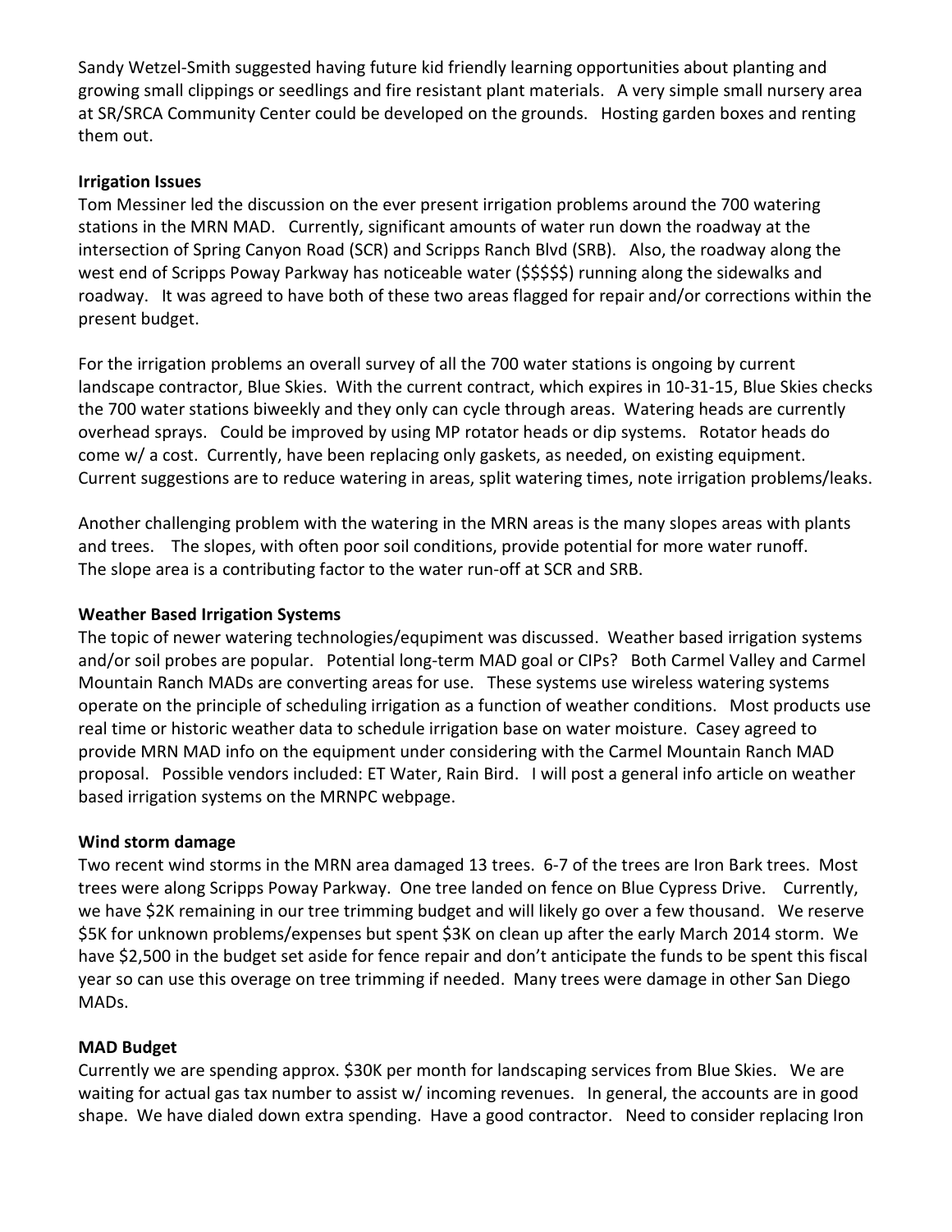Sandy Wetzel-Smith suggested having future kid friendly learning opportunities about planting and growing small clippings or seedlings and fire resistant plant materials. A very simple small nursery area at SR/SRCA Community Center could be developed on the grounds. Hosting garden boxes and renting them out.

**Irrigation Issues**

Tom Messiner led the discussion on the ever present irrigation problems around the 700 watering stations in the MRN MAD. Currently, significant amounts of water run down the roadway at the intersection of Spring Canyon Road (SCR) and Scripps Ranch Blvd (SRB). Also, the roadway along the west end of Scripps Poway Parkway has noticeable water ($$$$$) running along the sidewalks and roadway. It was agreed to have both of these two areas flagged for repair and/or corrections within the present budget.

For the irrigation problems an overall survey of all the 700 water stations is ongoing by current landscape contractor, Blue Skies. With the current contract, which expires in 10-31-15, Blue Skies checks the 700 water stations biweekly and they only can cycle through areas. Watering heads are currently overhead sprays. Could be improved by using MP rotator heads or dip systems. Rotator heads do come w/ a cost. Currently, have been replacing only gaskets, as needed, on existing equipment. Current suggestions are to reduce watering in areas, split watering times, note irrigation problems/leaks.

Another challenging problem with the watering in the MRN areas is the many slopes areas with plants and trees. The slopes, with often poor soil conditions, provide potential for more water runoff. The slope area is a contributing factor to the water run-off at SCR and SRB.

**Weather Based Irrigation Systems**

The topic of newer watering technologies/equpiment was discussed. Weather based irrigation systems and/or soil probes are popular. Potential long-term MAD goal or CIPs? Both Carmel Valley and Carmel Mountain Ranch MADs are converting areas for use. These systems use wireless watering systems operate on the principle of scheduling irrigation as a function of weather conditions. Most products use real time or historic weather data to schedule irrigation base on water moisture. Casey agreed to provide MRN MAD info on the equipment under considering with the Carmel Mountain Ranch MAD proposal. Possible vendors included: ET Water, Rain Bird. I will post a general info article on weather based irrigation systems on the MRNPC webpage.

**Wind storm damage**

Two recent wind storms in the MRN area damaged 13 trees. 6-7 of the trees are Iron Bark trees. Most trees were along Scripps Poway Parkway. One tree landed on fence on Blue Cypress Drive. Currently, we have $2K remaining in our tree trimming budget and will likely go over a few thousand. We reserve $5K for unknown problems/expenses but spent $3K on clean up after the early March 2014 storm. We have $2,500 in the budget set aside for fence repair and don't anticipate the funds to be spent this fiscal year so can use this overage on tree trimming if needed. Many trees were damage in other San Diego MADs.

**MAD Budget**

Currently we are spending approx. $30K per month for landscaping services from Blue Skies. We are waiting for actual gas tax number to assist w/ incoming revenues. In general, the accounts are in good shape. We have dialed down extra spending. Have a good contractor. Need to consider replacing Iron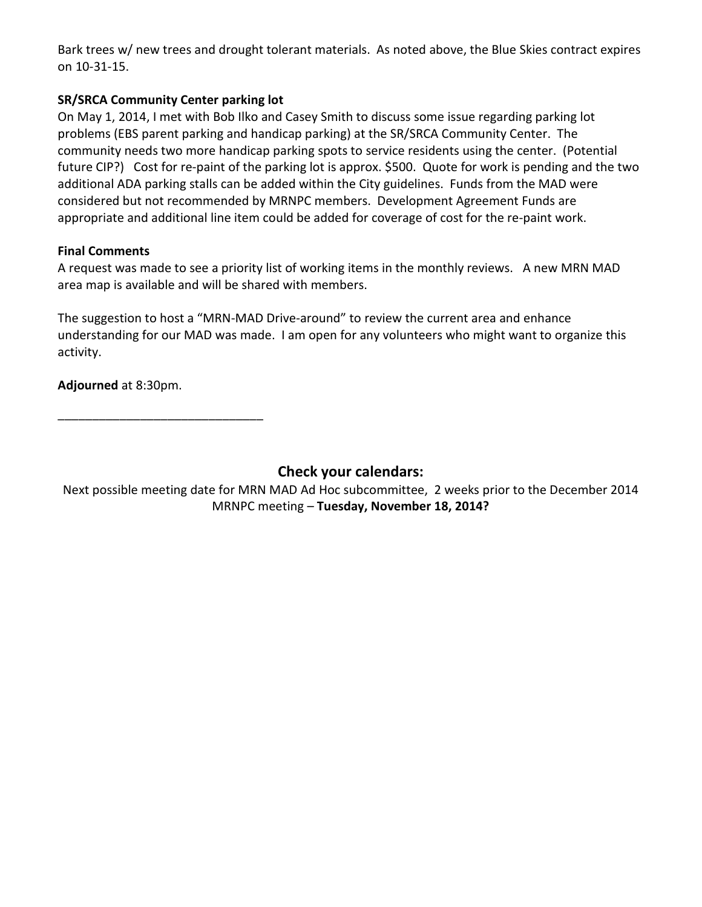Bark trees w/ new trees and drought tolerant materials. As noted above, the Blue Skies contract expires on 10-31-15.

**SR/SRCA Community Center parking lot**

On May 1, 2014, I met with Bob Ilko and Casey Smith to discuss some issue regarding parking lot problems (EBS parent parking and handicap parking) at the SR/SRCA Community Center. The community needs two more handicap parking spots to service residents using the center. (Potential future CIP?) Cost for re-paint of the parking lot is approx. $500. Quote for work is pending and the two additional ADA parking stalls can be added within the City guidelines. Funds from the MAD were considered but not recommended by MRNPC members. Development Agreement Funds are appropriate and additional line item could be added for coverage of cost for the re-paint work.

**Final Comments**

A request was made to see a priority list of working items in the monthly reviews. A new MRN MAD area map is available and will be shared with members.

The suggestion to host a "MRN-MAD Drive-around" to review the current area and enhance understanding for our MAD was made. I am open for any volunteers who might want to organize this activity.

**Adjourned** at 8:30pm.

_______________________________

## Check your calendars:

Next possible meeting date for MRN MAD Ad Hoc subcommittee, 2 weeks prior to the December 2014 MRNPC meeting – **Tuesday, November 18, 2014?**